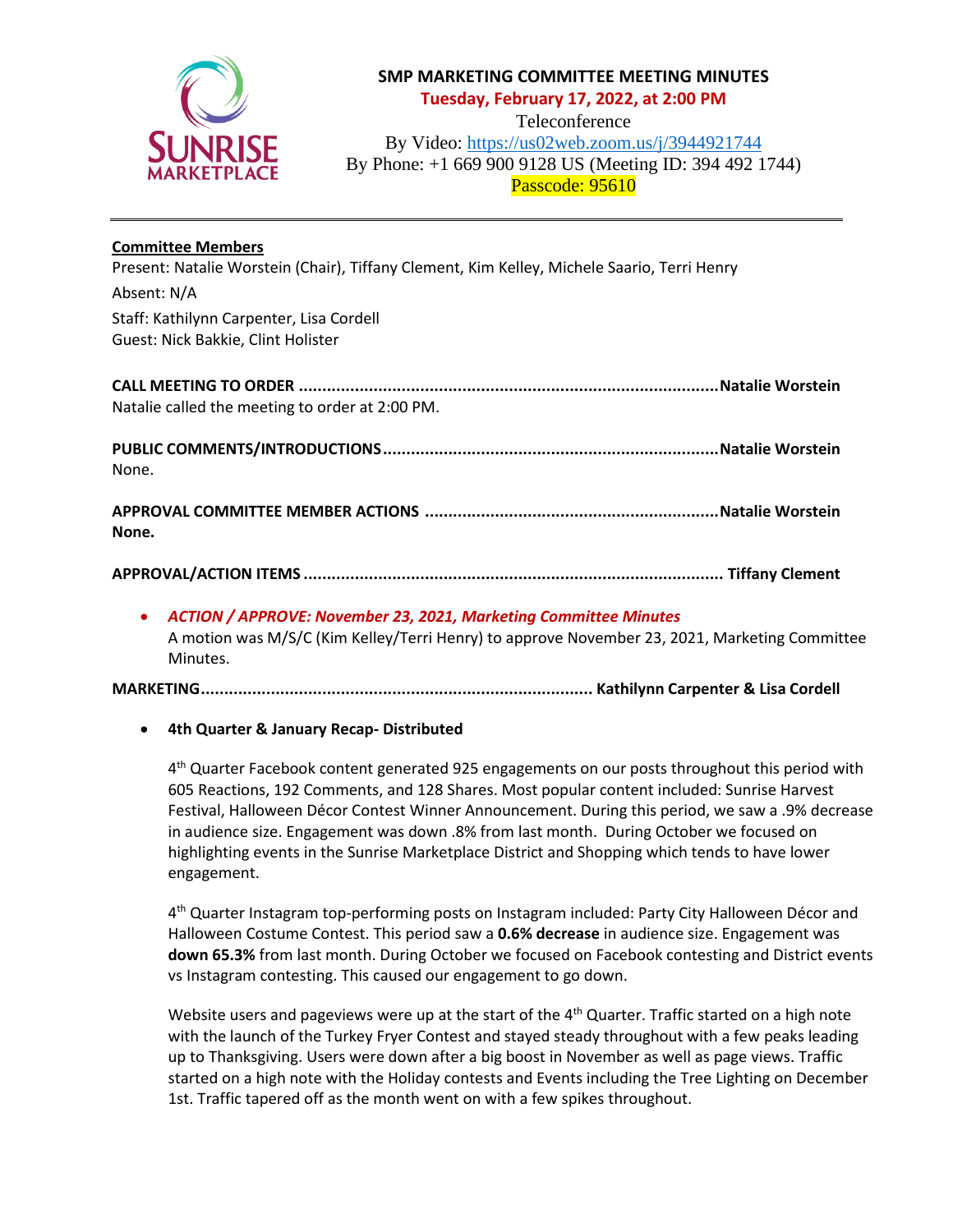# SMP MARKETING COMMITTEE MEETING MINUTES

**Tuesday, February 17, 2022, at 2:00 PM**

Teleconference

By Video: https://us02web.zoom.us/j/3944921744

By Phone: +1 669 900 9128 US (Meeting ID: 394 492 1744)

Passcode: 95610

---

**Committee Members**

Present: Natalie Worstein (Chair), Tiffany Clement, Kim Kelley, Michele Saario, Terri Henry

Absent: N/A

Staff: Kathilynn Carpenter, Lisa Cordell

Guest: Nick Bakkie, Clint Holister

**CALL MEETING TO ORDER ......................................................................................... Natalie Worstein**

Natalie called the meeting to order at 2:00 PM.

**PUBLIC COMMENTS/INTRODUCTIONS ...................................................................... Natalie Worstein**

None.

**APPROVAL COMMITTEE MEMBER ACTIONS .............................................................. Natalie Worstein**

**None.**

**APPROVAL/ACTION ITEMS ......................................................................................... Tiffany Clement**

- ***ACTION / APPROVE: November 23, 2021, Marketing Committee Minutes***
  A motion was M/S/C (Kim Kelley/Terri Henry) to approve November 23, 2021, Marketing Committee Minutes.

**MARKETING.................................................................................. Kathilynn Carpenter & Lisa Cordell**

- **4th Quarter & January Recap- Distributed**

  4th Quarter Facebook content generated 925 engagements on our posts throughout this period with 605 Reactions, 192 Comments, and 128 Shares. Most popular content included: Sunrise Harvest Festival, Halloween Décor Contest Winner Announcement. During this period, we saw a .9% decrease in audience size. Engagement was down .8% from last month. During October we focused on highlighting events in the Sunrise Marketplace District and Shopping which tends to have lower engagement.

  4th Quarter Instagram top-performing posts on Instagram included: Party City Halloween Décor and Halloween Costume Contest. This period saw a **0.6% decrease** in audience size. Engagement was **down 65.3%** from last month. During October we focused on Facebook contesting and District events vs Instagram contesting. This caused our engagement to go down.

  Website users and pageviews were up at the start of the 4th Quarter. Traffic started on a high note with the launch of the Turkey Fryer Contest and stayed steady throughout with a few peaks leading up to Thanksgiving. Users were down after a big boost in November as well as page views. Traffic started on a high note with the Holiday contests and Events including the Tree Lighting on December 1st. Traffic tapered off as the month went on with a few spikes throughout.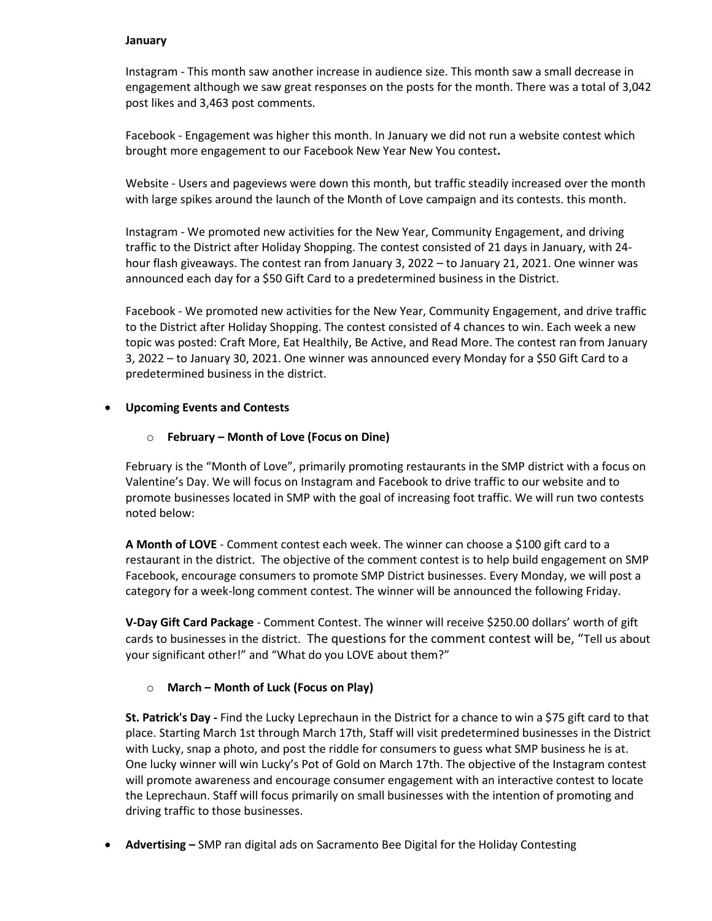**January**

Instagram - This month saw another increase in audience size. This month saw a small decrease in engagement although we saw great responses on the posts for the month. There was a total of 3,042 post likes and 3,463 post comments.

Facebook - Engagement was higher this month. In January we did not run a website contest which brought more engagement to our Facebook New Year New You contest**.**

Website - Users and pageviews were down this month, but traffic steadily increased over the month with large spikes around the launch of the Month of Love campaign and its contests. this month.

Instagram - We promoted new activities for the New Year, Community Engagement, and driving traffic to the District after Holiday Shopping. The contest consisted of 21 days in January, with 24-hour flash giveaways. The contest ran from January 3, 2022 – to January 21, 2021. One winner was announced each day for a $50 Gift Card to a predetermined business in the District.

Facebook - We promoted new activities for the New Year, Community Engagement, and drive traffic to the District after Holiday Shopping. The contest consisted of 4 chances to win. Each week a new topic was posted: Craft More, Eat Healthily, Be Active, and Read More. The contest ran from January 3, 2022 – to January 30, 2021. One winner was announced every Monday for a $50 Gift Card to a predetermined business in the district.

- **Upcoming Events and Contests**

  - **February – Month of Love (Focus on Dine)**

  February is the "Month of Love", primarily promoting restaurants in the SMP district with a focus on Valentine's Day. We will focus on Instagram and Facebook to drive traffic to our website and to promote businesses located in SMP with the goal of increasing foot traffic. We will run two contests noted below:

  **A Month of LOVE** - Comment contest each week. The winner can choose a $100 gift card to a restaurant in the district. The objective of the comment contest is to help build engagement on SMP Facebook, encourage consumers to promote SMP District businesses. Every Monday, we will post a category for a week-long comment contest. The winner will be announced the following Friday.

  **V-Day Gift Card Package** - Comment Contest. The winner will receive $250.00 dollars' worth of gift cards to businesses in the district. The questions for the comment contest will be, "Tell us about your significant other!" and "What do you LOVE about them?"

  - **March – Month of Luck (Focus on Play)**

  **St. Patrick's Day -** Find the Lucky Leprechaun in the District for a chance to win a $75 gift card to that place. Starting March 1st through March 17th, Staff will visit predetermined businesses in the District with Lucky, snap a photo, and post the riddle for consumers to guess what SMP business he is at. One lucky winner will win Lucky's Pot of Gold on March 17th. The objective of the Instagram contest will promote awareness and encourage consumer engagement with an interactive contest to locate the Leprechaun. Staff will focus primarily on small businesses with the intention of promoting and driving traffic to those businesses.

- **Advertising –** SMP ran digital ads on Sacramento Bee Digital for the Holiday Contesting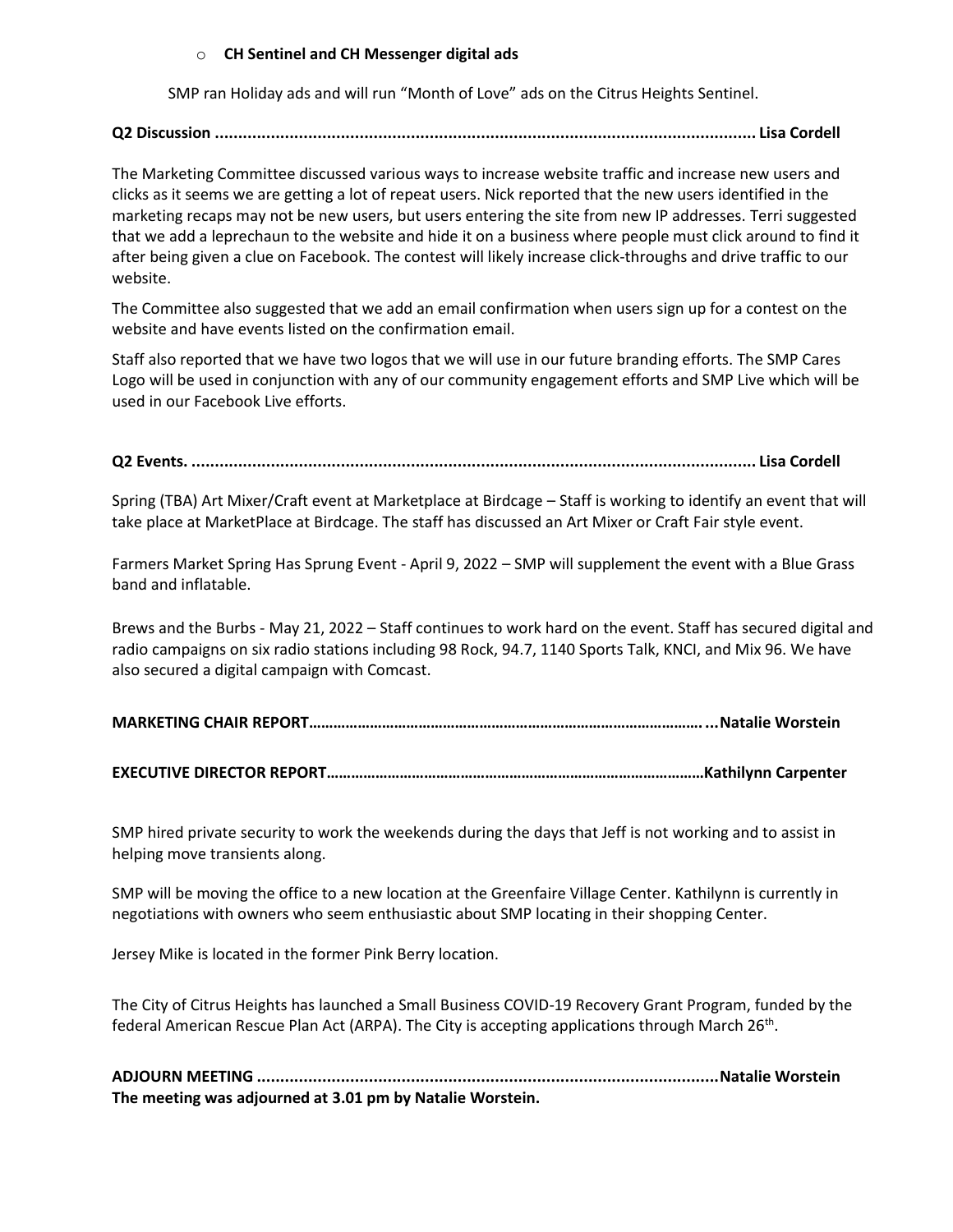- **CH Sentinel and CH Messenger digital ads**

SMP ran Holiday ads and will run "Month of Love" ads on the Citrus Heights Sentinel.

**Q2 Discussion .................................................................................................................. Lisa Cordell**

The Marketing Committee discussed various ways to increase website traffic and increase new users and clicks as it seems we are getting a lot of repeat users. Nick reported that the new users identified in the marketing recaps may not be new users, but users entering the site from new IP addresses. Terri suggested that we add a leprechaun to the website and hide it on a business where people must click around to find it after being given a clue on Facebook. The contest will likely increase click-throughs and drive traffic to our website.

The Committee also suggested that we add an email confirmation when users sign up for a contest on the website and have events listed on the confirmation email.

Staff also reported that we have two logos that we will use in our future branding efforts. The SMP Cares Logo will be used in conjunction with any of our community engagement efforts and SMP Live which will be used in our Facebook Live efforts.

**Q2 Events. ........................................................................................................................ Lisa Cordell**

Spring (TBA) Art Mixer/Craft event at Marketplace at Birdcage – Staff is working to identify an event that will take place at MarketPlace at Birdcage. The staff has discussed an Art Mixer or Craft Fair style event.

Farmers Market Spring Has Sprung Event - April 9, 2022 – SMP will supplement the event with a Blue Grass band and inflatable.

Brews and the Burbs - May 21, 2022 – Staff continues to work hard on the event. Staff has secured digital and radio campaigns on six radio stations including 98 Rock, 94.7, 1140 Sports Talk, KNCI, and Mix 96. We have also secured a digital campaign with Comcast.

**MARKETING CHAIR REPORT………………………………………………………………………………….…...Natalie Worstein**

**EXECUTIVE DIRECTOR REPORT………………………………………………………………………………Kathilynn Carpenter**

SMP hired private security to work the weekends during the days that Jeff is not working and to assist in helping move transients along.

SMP will be moving the office to a new location at the Greenfaire Village Center. Kathilynn is currently in negotiations with owners who seem enthusiastic about SMP locating in their shopping Center.

Jersey Mike is located in the former Pink Berry location.

The City of Citrus Heights has launched a Small Business COVID-19 Recovery Grant Program, funded by the federal American Rescue Plan Act (ARPA). The City is accepting applications through March 26th.

**ADJOURN MEETING ..................................................................................................Natalie Worstein**
**The meeting was adjourned at 3.01 pm by Natalie Worstein.**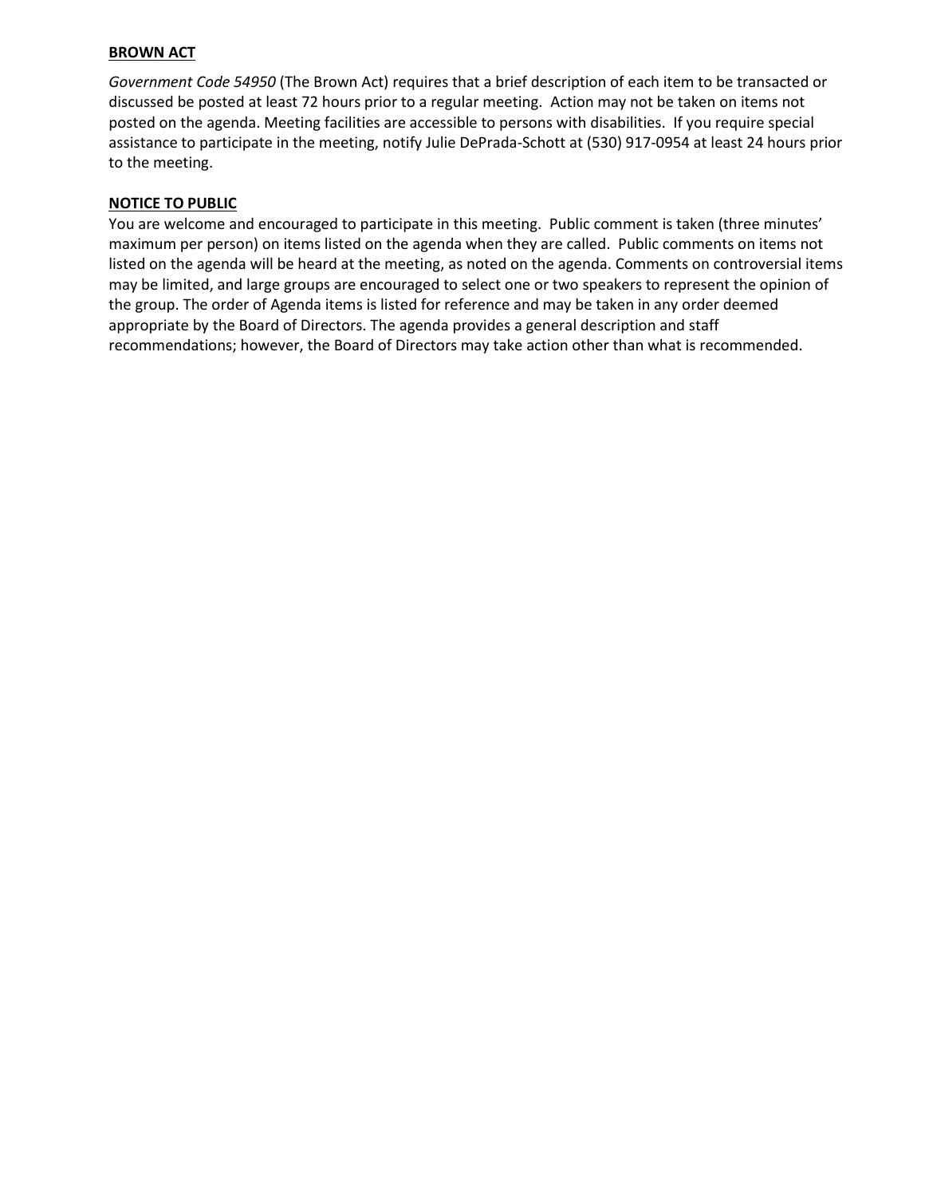**BROWN ACT**

*Government Code 54950* (The Brown Act) requires that a brief description of each item to be transacted or discussed be posted at least 72 hours prior to a regular meeting. Action may not be taken on items not posted on the agenda. Meeting facilities are accessible to persons with disabilities. If you require special assistance to participate in the meeting, notify Julie DePrada-Schott at (530) 917-0954 at least 24 hours prior to the meeting.

**NOTICE TO PUBLIC**

You are welcome and encouraged to participate in this meeting. Public comment is taken (three minutes' maximum per person) on items listed on the agenda when they are called. Public comments on items not listed on the agenda will be heard at the meeting, as noted on the agenda. Comments on controversial items may be limited, and large groups are encouraged to select one or two speakers to represent the opinion of the group. The order of Agenda items is listed for reference and may be taken in any order deemed appropriate by the Board of Directors. The agenda provides a general description and staff recommendations; however, the Board of Directors may take action other than what is recommended.